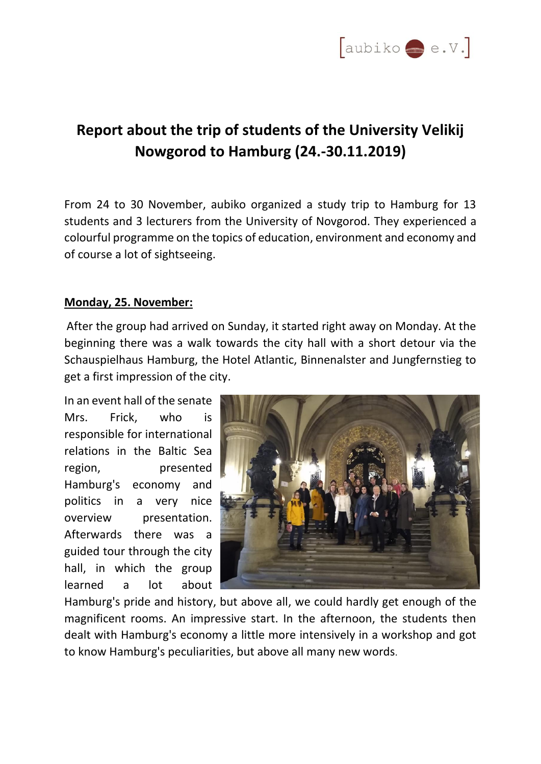# Report about the trip of students of the University Velikij Nowgorod to Hamburg (24.-30.11.2019)

From 24 to 30 November, aubiko organized a study trip to Hamburg for 13 students and 3 lecturers from the University of Novgorod. They experienced a colourful programme on the topics of education, environment and economy and of course a lot of sightseeing.

**Monday, 25. November:**

After the group had arrived on Sunday, it started right away on Monday. At the beginning there was a walk towards the city hall with a short detour via the Schauspielhaus Hamburg, the Hotel Atlantic, Binnenalster and Jungfernstieg to get a first impression of the city.

In an event hall of the senate Mrs. Frick, who is responsible for international relations in the Baltic Sea region, presented Hamburg's economy and politics in a very nice overview presentation. Afterwards there was a guided tour through the city hall, in which the group learned a lot about Hamburg's pride and history, but above all, we could hardly get enough of the magnificent rooms. An impressive start. In the afternoon, the students then dealt with Hamburg's economy a little more intensively in a workshop and got to know Hamburg's peculiarities, but above all many new words.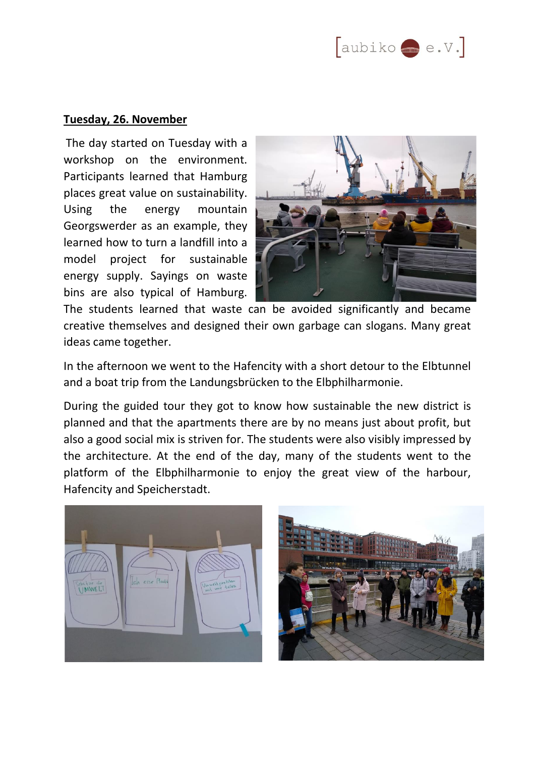**Tuesday, 26. November**

The day started on Tuesday with a workshop on the environment. Participants learned that Hamburg places great value on sustainability. Using the energy mountain Georgswerder as an example, they learned how to turn a landfill into a model project for sustainable energy supply. Sayings on waste bins are also typical of Hamburg. The students learned that waste can be avoided significantly and became creative themselves and designed their own garbage can slogans. Many great ideas came together.

In the afternoon we went to the Hafencity with a short detour to the Elbtunnel and a boat trip from the Landungsbrücken to the Elbphilharmonie.

During the guided tour they got to know how sustainable the new district is planned and that the apartments there are by no means just about profit, but also a good social mix is striven for. The students were also visibly impressed by the architecture. At the end of the day, many of the students went to the platform of the Elbphilharmonie to enjoy the great view of the harbour, Hafencity and Speicherstadt.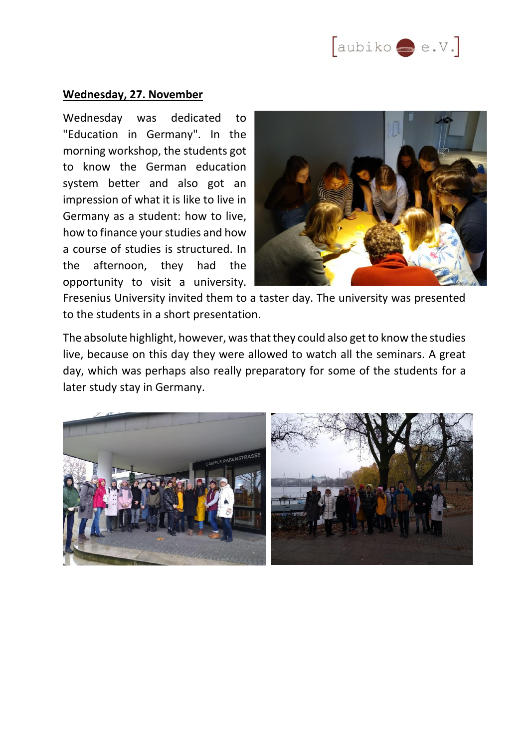**Wednesday, 27. November**

Wednesday was dedicated to "Education in Germany". In the morning workshop, the students got to know the German education system better and also got an impression of what it is like to live in Germany as a student: how to live, how to finance your studies and how a course of studies is structured. In the afternoon, they had the opportunity to visit a university. Fresenius University invited them to a taster day. The university was presented to the students in a short presentation.

The absolute highlight, however, was that they could also get to know the studies live, because on this day they were allowed to watch all the seminars. A great day, which was perhaps also really preparatory for some of the students for a later study stay in Germany.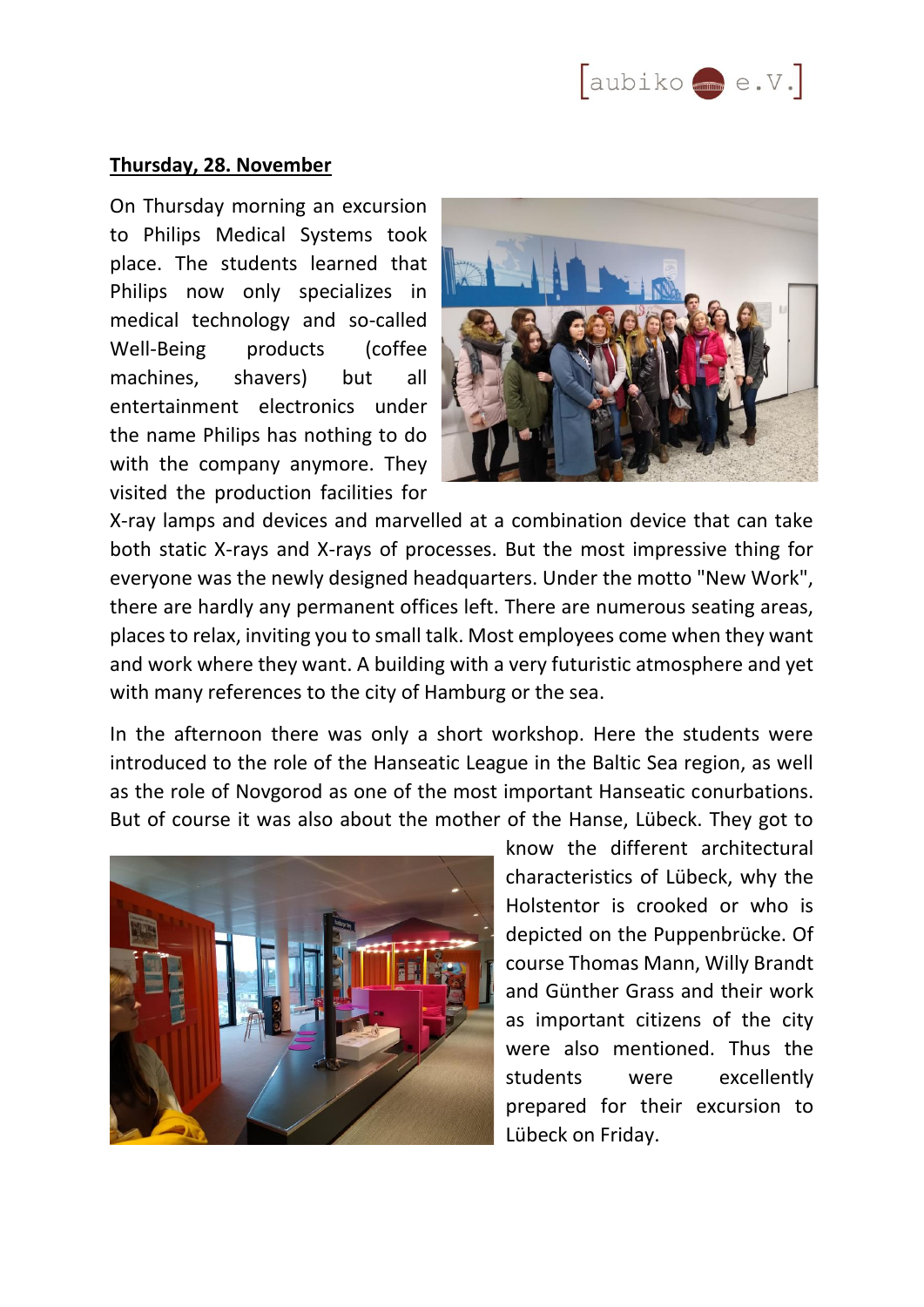**Thursday, 28. November**

On Thursday morning an excursion to Philips Medical Systems took place. The students learned that Philips now only specializes in medical technology and so-called Well-Being products (coffee machines, shavers) but all entertainment electronics under the name Philips has nothing to do with the company anymore. They visited the production facilities for X-ray lamps and devices and marvelled at a combination device that can take both static X-rays and X-rays of processes. But the most impressive thing for everyone was the newly designed headquarters. Under the motto "New Work", there are hardly any permanent offices left. There are numerous seating areas, places to relax, inviting you to small talk. Most employees come when they want and work where they want. A building with a very futuristic atmosphere and yet with many references to the city of Hamburg or the sea.

In the afternoon there was only a short workshop. Here the students were introduced to the role of the Hanseatic League in the Baltic Sea region, as well as the role of Novgorod as one of the most important Hanseatic conurbations. But of course it was also about the mother of the Hanse, Lübeck. They got to know the different architectural characteristics of Lübeck, why the Holstentor is crooked or who is depicted on the Puppenbrücke. Of course Thomas Mann, Willy Brandt and Günther Grass and their work as important citizens of the city were also mentioned. Thus the students were excellently prepared for their excursion to Lübeck on Friday.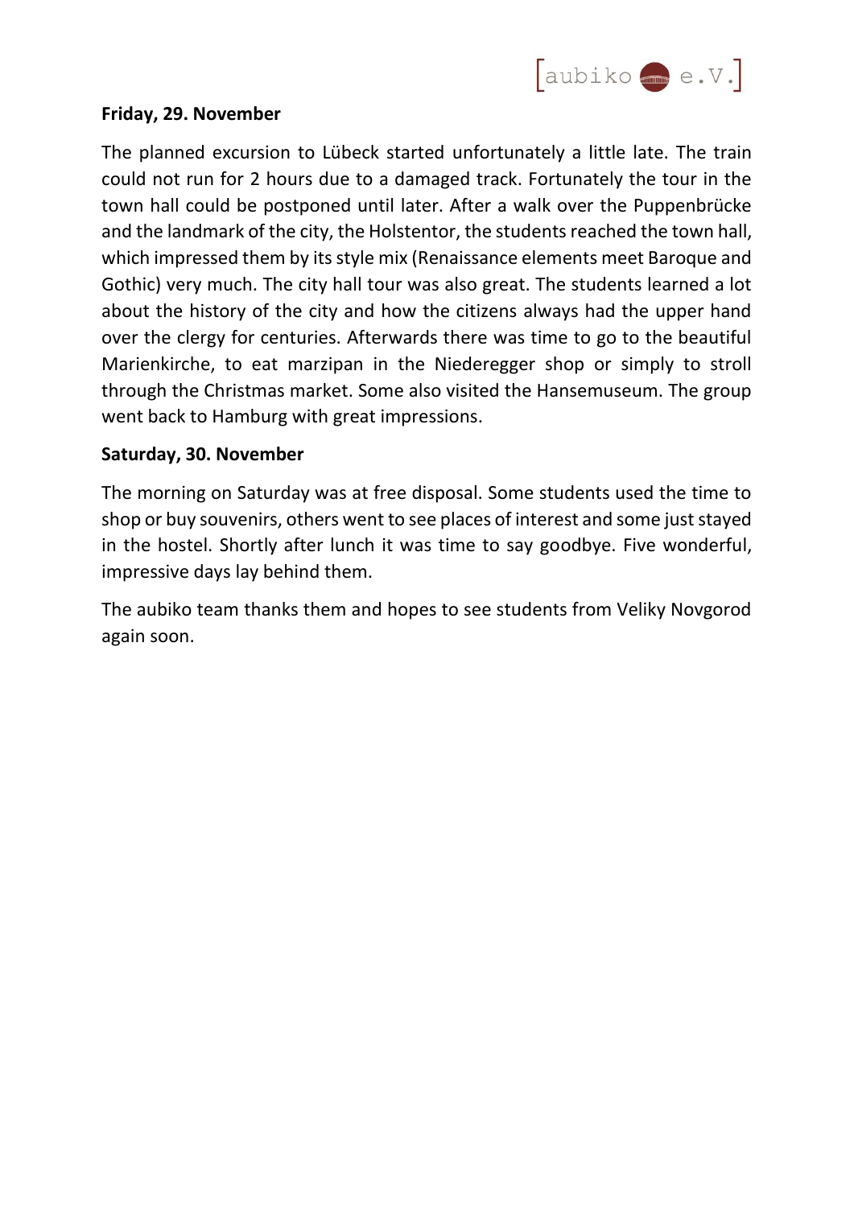**Friday, 29. November**

The planned excursion to Lübeck started unfortunately a little late. The train could not run for 2 hours due to a damaged track. Fortunately the tour in the town hall could be postponed until later. After a walk over the Puppenbrücke and the landmark of the city, the Holstentor, the students reached the town hall, which impressed them by its style mix (Renaissance elements meet Baroque and Gothic) very much. The city hall tour was also great. The students learned a lot about the history of the city and how the citizens always had the upper hand over the clergy for centuries. Afterwards there was time to go to the beautiful Marienkirche, to eat marzipan in the Niederegger shop or simply to stroll through the Christmas market. Some also visited the Hansemuseum. The group went back to Hamburg with great impressions.

**Saturday, 30. November**

The morning on Saturday was at free disposal. Some students used the time to shop or buy souvenirs, others went to see places of interest and some just stayed in the hostel. Shortly after lunch it was time to say goodbye. Five wonderful, impressive days lay behind them.

The aubiko team thanks them and hopes to see students from Veliky Novgorod again soon.